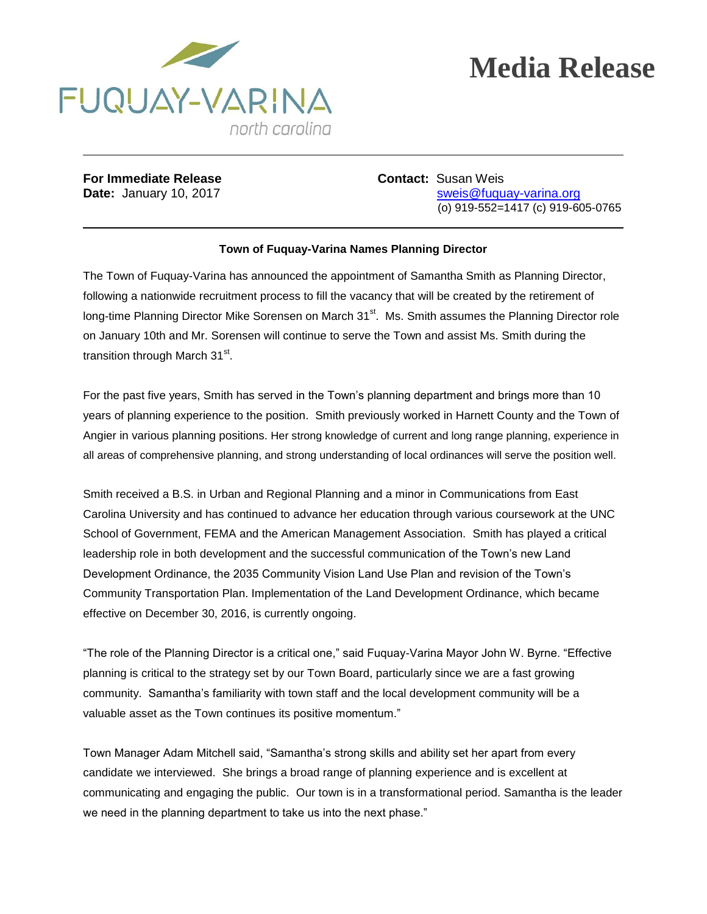FUQUAY-VARINA
north carolina

# Media Release

**For Immediate Release**
**Date:** January 10, 2017

**Contact:** Susan Weis
sweis@fuquay-varina.org
(o) 919-552=1417 (c) 919-605-0765

**Town of Fuquay-Varina Names Planning Director**

The Town of Fuquay-Varina has announced the appointment of Samantha Smith as Planning Director, following a nationwide recruitment process to fill the vacancy that will be created by the retirement of long-time Planning Director Mike Sorensen on March 31st. Ms. Smith assumes the Planning Director role on January 10th and Mr. Sorensen will continue to serve the Town and assist Ms. Smith during the transition through March 31st.

For the past five years, Smith has served in the Town's planning department and brings more than 10 years of planning experience to the position. Smith previously worked in Harnett County and the Town of Angier in various planning positions. Her strong knowledge of current and long range planning, experience in all areas of comprehensive planning, and strong understanding of local ordinances will serve the position well.

Smith received a B.S. in Urban and Regional Planning and a minor in Communications from East Carolina University and has continued to advance her education through various coursework at the UNC School of Government, FEMA and the American Management Association. Smith has played a critical leadership role in both development and the successful communication of the Town's new Land Development Ordinance, the 2035 Community Vision Land Use Plan and revision of the Town's Community Transportation Plan. Implementation of the Land Development Ordinance, which became effective on December 30, 2016, is currently ongoing.

"The role of the Planning Director is a critical one," said Fuquay-Varina Mayor John W. Byrne. "Effective planning is critical to the strategy set by our Town Board, particularly since we are a fast growing community. Samantha's familiarity with town staff and the local development community will be a valuable asset as the Town continues its positive momentum."

Town Manager Adam Mitchell said, "Samantha's strong skills and ability set her apart from every candidate we interviewed. She brings a broad range of planning experience and is excellent at communicating and engaging the public. Our town is in a transformational period. Samantha is the leader we need in the planning department to take us into the next phase."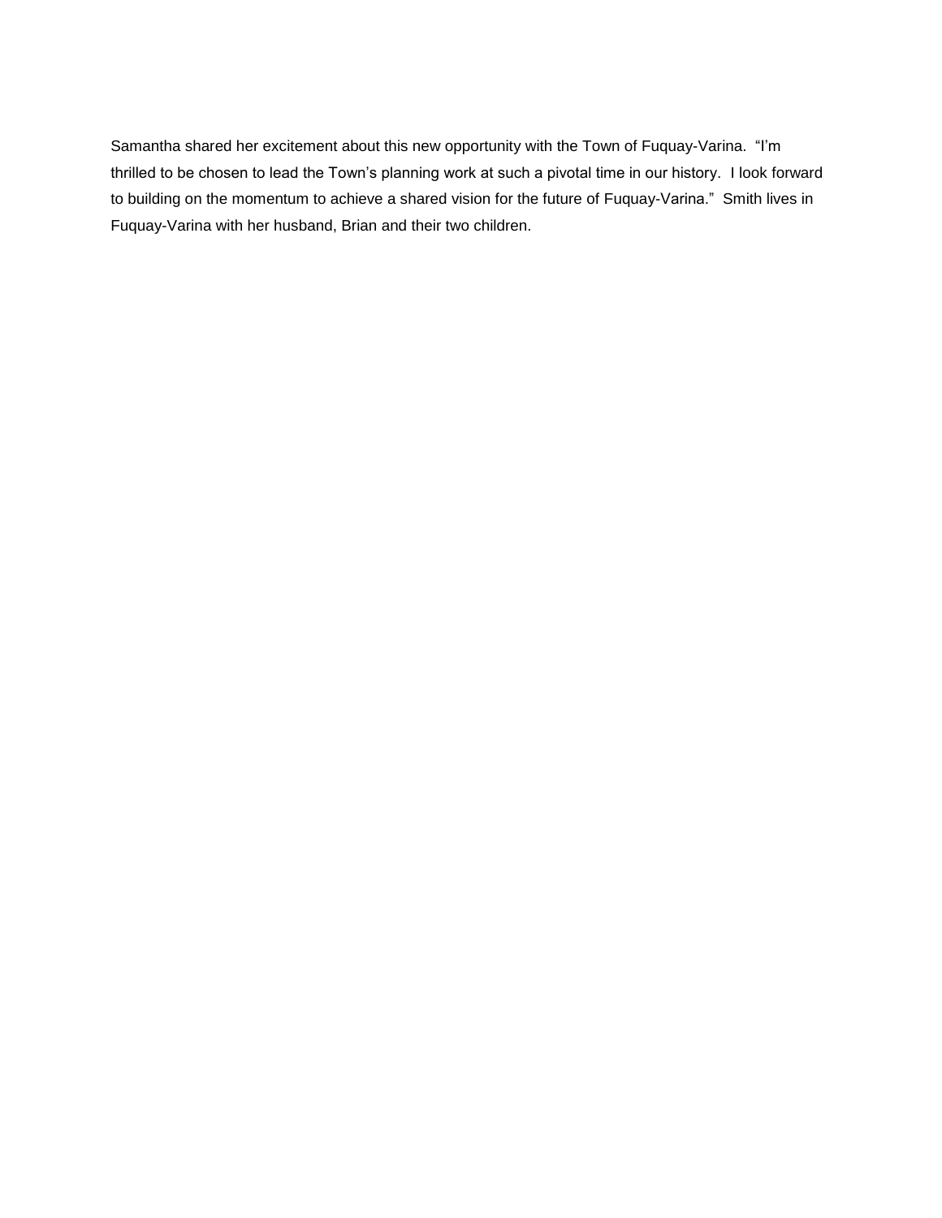Samantha shared her excitement about this new opportunity with the Town of Fuquay-Varina. “I’m thrilled to be chosen to lead the Town’s planning work at such a pivotal time in our history. I look forward to building on the momentum to achieve a shared vision for the future of Fuquay-Varina.” Smith lives in Fuquay-Varina with her husband, Brian and their two children.